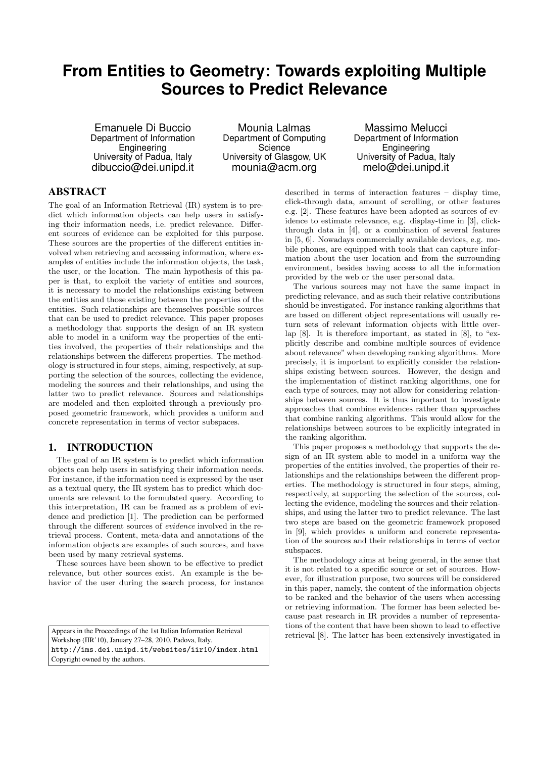# From Entities to Geometry: Towards exploiting Multiple Sources to Predict Relevance

Emanuele Di Buccio
Department of Information Engineering
University of Padua, Italy
dibuccio@dei.unipd.it

Mounia Lalmas
Department of Computing Science
University of Glasgow, UK
mounia@acm.org

Massimo Melucci
Department of Information Engineering
University of Padua, Italy
melo@dei.unipd.it

## ABSTRACT

The goal of an Information Retrieval (IR) system is to predict which information objects can help users in satisfying their information needs, i.e. predict relevance. Different sources of evidence can be exploited for this purpose. These sources are the properties of the different entities involved when retrieving and accessing information, where examples of entities include the information objects, the task, the user, or the location. The main hypothesis of this paper is that, to exploit the variety of entities and sources, it is necessary to model the relationships existing between the entities and those existing between the properties of the entities. Such relationships are themselves possible sources that can be used to predict relevance. This paper proposes a methodology that supports the design of an IR system able to model in a uniform way the properties of the entities involved, the properties of their relationships and the relationships between the different properties. The methodology is structured in four steps, aiming, respectively, at supporting the selection of the sources, collecting the evidence, modeling the sources and their relationships, and using the latter two to predict relevance. Sources and relationships are modeled and then exploited through a previously proposed geometric framework, which provides a uniform and concrete representation in terms of vector subspaces.

## 1. INTRODUCTION

The goal of an IR system is to predict which information objects can help users in satisfying their information needs. For instance, if the information need is expressed by the user as a textual query, the IR system has to predict which documents are relevant to the formulated query. According to this interpretation, IR can be framed as a problem of evidence and prediction [1]. The prediction can be performed through the different sources of *evidence* involved in the retrieval process. Content, meta-data and annotations of the information objects are examples of such sources, and have been used by many retrieval systems.

These sources have been shown to be effective to predict relevance, but other sources exist. An example is the behavior of the user during the search process, for instance described in terms of interaction features – display time, click-through data, amount of scrolling, or other features e.g. [2]. These features have been adopted as sources of evidence to estimate relevance, e.g. display-time in [3], click-through data in [4], or a combination of several features in [5, 6]. Nowadays commercially available devices, e.g. mobile phones, are equipped with tools that can capture information about the user location and from the surrounding environment, besides having access to all the information provided by the web or the user personal data.

The various sources may not have the same impact in predicting relevance, and as such their relative contributions should be investigated. For instance ranking algorithms that are based on different object representations will usually return sets of relevant information objects with little overlap [8]. It is therefore important, as stated in [8], to "explicitly describe and combine multiple sources of evidence about relevance" when developing ranking algorithms. More precisely, it is important to explicitly consider the relationships existing between sources. However, the design and the implementation of distinct ranking algorithms, one for each type of sources, may not allow for considering relationships between sources. It is thus important to investigate approaches that combine evidences rather than approaches that combine ranking algorithms. This would allow for the relationships between sources to be explicitly integrated in the ranking algorithm.

This paper proposes a methodology that supports the design of an IR system able to model in a uniform way the properties of the entities involved, the properties of their relationships and the relationships between the different properties. The methodology is structured in four steps, aiming, respectively, at supporting the selection of the sources, collecting the evidence, modeling the sources and their relationships, and using the latter two to predict relevance. The last two steps are based on the geometric framework proposed in [9], which provides a uniform and concrete representation of the sources and their relationships in terms of vector subspaces.

The methodology aims at being general, in the sense that it is not related to a specific source or set of sources. However, for illustration purpose, two sources will be considered in this paper, namely, the content of the information objects to be ranked and the behavior of the users when accessing or retrieving information. The former has been selected because past research in IR provides a number of representations of the content that have been shown to lead to effective retrieval [8]. The latter has been extensively investigated in

Appears in the Proceedings of the 1st Italian Information Retrieval Workshop (IIR'10), January 27–28, 2010, Padova, Italy.
http://ims.dei.unipd.it/websites/iir10/index.html
Copyright owned by the authors.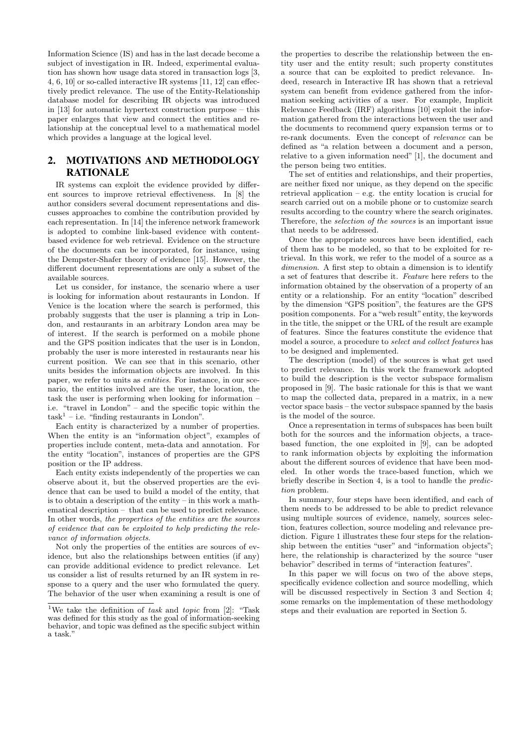Information Science (IS) and has in the last decade become a subject of investigation in IR. Indeed, experimental evaluation has shown how usage data stored in transaction logs [3, 4, 6, 10] or so-called interactive IR systems [11, 12] can effectively predict relevance. The use of the Entity-Relationship database model for describing IR objects was introduced in [13] for automatic hypertext construction purpose – this paper enlarges that view and connect the entities and relationship at the conceptual level to a mathematical model which provides a language at the logical level.

## 2. MOTIVATIONS AND METHODOLOGY RATIONALE

IR systems can exploit the evidence provided by different sources to improve retrieval effectiveness. In [8] the author considers several document representations and discusses approaches to combine the contribution provided by each representation. In [14] the inference network framework is adopted to combine link-based evidence with content-based evidence for web retrieval. Evidence on the structure of the documents can be incorporated, for instance, using the Dempster-Shafer theory of evidence [15]. However, the different document representations are only a subset of the available sources.

Let us consider, for instance, the scenario where a user is looking for information about restaurants in London. If Venice is the location where the search is performed, this probably suggests that the user is planning a trip in London, and restaurants in an arbitrary London area may be of interest. If the search is performed on a mobile phone and the GPS position indicates that the user is in London, probably the user is more interested in restaurants near his current position. We can see that in this scenario, other units besides the information objects are involved. In this paper, we refer to units as *entities*. For instance, in our scenario, the entities involved are the user, the location, the task the user is performing when looking for information – i.e. "travel in London" – and the specific topic within the task[1] – i.e. "finding restaurants in London".

Each entity is characterized by a number of properties. When the entity is an "information object", examples of properties include content, meta-data and annotation. For the entity "location", instances of properties are the GPS position or the IP address.

Each entity exists independently of the properties we can observe about it, but the observed properties are the evidence that can be used to build a model of the entity, that is to obtain a description of the entity – in this work a mathematical description – that can be used to predict relevance. In other words, *the properties of the entities are the sources of evidence that can be exploited to help predicting the relevance of information objects*.

Not only the properties of the entities are sources of evidence, but also the relationships between entities (if any) can provide additional evidence to predict relevance. Let us consider a list of results returned by an IR system in response to a query and the user who formulated the query. The behavior of the user when examining a result is one of the properties to describe the relationship between the entity user and the entity result; such property constitutes a source that can be exploited to predict relevance. Indeed, research in Interactive IR has shown that a retrieval system can benefit from evidence gathered from the information seeking activities of a user. For example, Implicit Relevance Feedback (IRF) algorithms [10] exploit the information gathered from the interactions between the user and the documents to recommend query expansion terms or to re-rank documents. Even the concept of *relevance* can be defined as "a relation between a document and a person, relative to a given information need" [1], the document and the person being two entities.

The set of entities and relationships, and their properties, are neither fixed nor unique, as they depend on the specific retrieval application – e.g. the entity location is crucial for search carried out on a mobile phone or to customize search results according to the country where the search originates. Therefore, the *selection of the sources* is an important issue that needs to be addressed.

Once the appropriate sources have been identified, each of them has to be modeled, so that to be exploited for retrieval. In this work, we refer to the model of a source as a *dimension*. A first step to obtain a dimension is to identify a set of features that describe it. *Feature* here refers to the information obtained by the observation of a property of an entity or a relationship. For an entity "location" described by the dimension "GPS position", the features are the GPS position components. For a "web result" entity, the keywords in the title, the snippet or the URL of the result are example of features. Since the features constitute the evidence that model a source, a procedure to *select and collect features* has to be designed and implemented.

The description (model) of the sources is what get used to predict relevance. In this work the framework adopted to build the description is the vector subspace formalism proposed in [9]. The basic rationale for this is that we want to map the collected data, prepared in a matrix, in a new vector space basis – the vector subspace spanned by the basis is the model of the source.

Once a representation in terms of subspaces has been built both for the sources and the information objects, a trace-based function, the one exploited in [9], can be adopted to rank information objects by exploiting the information about the different sources of evidence that have been modeled. In other words the trace-based function, which we briefly describe in Section 4, is a tool to handle the *prediction* problem.

In summary, four steps have been identified, and each of them needs to be addressed to be able to predict relevance using multiple sources of evidence, namely, sources selection, features collection, source modeling and relevance prediction. Figure 1 illustrates these four steps for the relationship between the entities "user" and "information objects"; here, the relationship is characterized by the source "user behavior" described in terms of "interaction features".

In this paper we will focus on two of the above steps, specifically evidence collection and source modelling, which will be discussed respectively in Section 3 and Section 4; some remarks on the implementation of these methodology steps and their evaluation are reported in Section 5.

[1] We take the definition of *task* and *topic* from [2]: "Task was defined for this study as the goal of information-seeking behavior, and topic was defined as the specific subject within a task."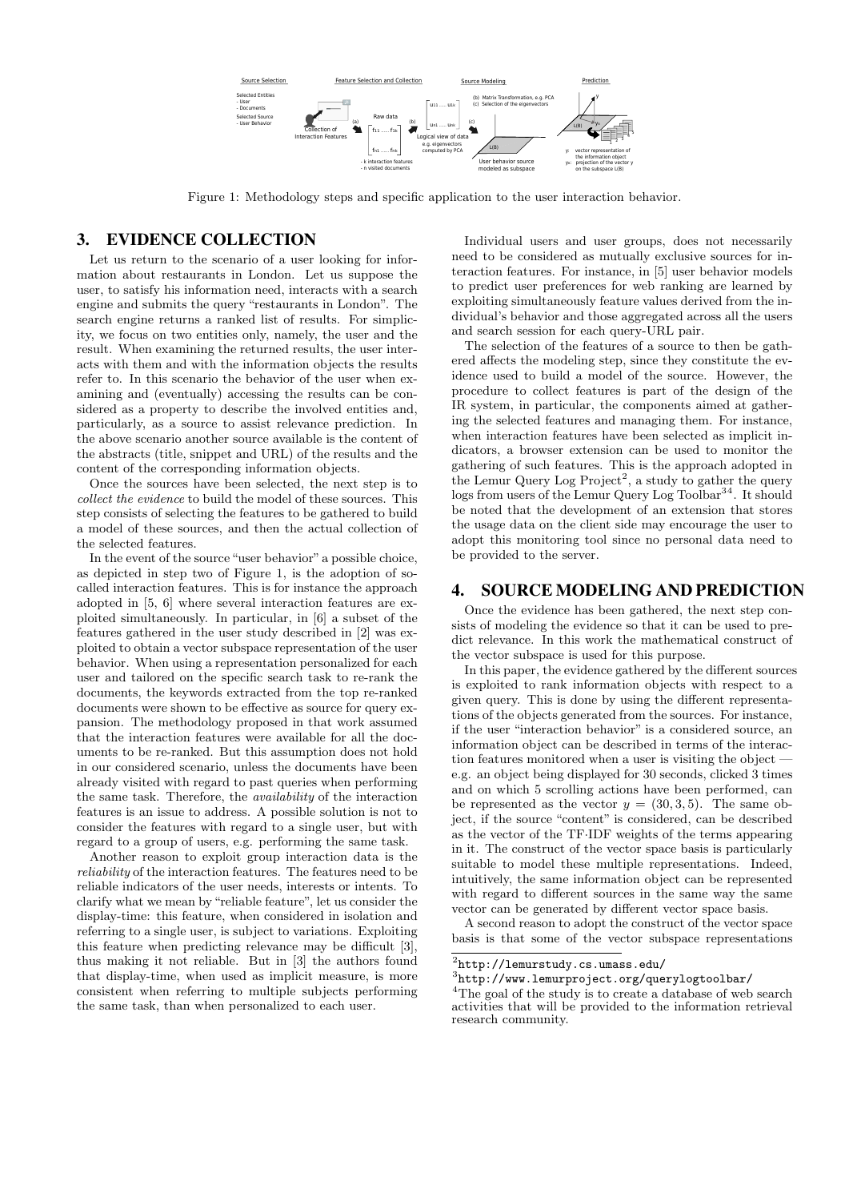Figure 1: Methodology steps and specific application to the user interaction behavior.

## 3. EVIDENCE COLLECTION

Let us return to the scenario of a user looking for information about restaurants in London. Let us suppose the user, to satisfy his information need, interacts with a search engine and submits the query "restaurants in London". The search engine returns a ranked list of results. For simplicity, we focus on two entities only, namely, the user and the result. When examining the returned results, the user interacts with them and with the information objects the results refer to. In this scenario the behavior of the user when examining and (eventually) accessing the results can be considered as a property to describe the involved entities and, particularly, as a source to assist relevance prediction. In the above scenario another source available is the content of the abstracts (title, snippet and URL) of the results and the content of the corresponding information objects.

Once the sources have been selected, the next step is to *collect the evidence* to build the model of these sources. This step consists of selecting the features to be gathered to build a model of these sources, and then the actual collection of the selected features.

In the event of the source "user behavior" a possible choice, as depicted in step two of Figure 1, is the adoption of so-called interaction features. This is for instance the approach adopted in [5, 6] where several interaction features are exploited simultaneously. In particular, in [6] a subset of the features gathered in the user study described in [2] was exploited to obtain a vector subspace representation of the user behavior. When using a representation personalized for each user and tailored on the specific search task to re-rank the documents, the keywords extracted from the top re-ranked documents were shown to be effective as source for query expansion. The methodology proposed in that work assumed that the interaction features were available for all the documents to be re-ranked. But this assumption does not hold in our considered scenario, unless the documents have been already visited with regard to past queries when performing the same task. Therefore, the *availability* of the interaction features is an issue to address. A possible solution is not to consider the features with regard to a single user, but with regard to a group of users, e.g. performing the same task.

Another reason to exploit group interaction data is the *reliability* of the interaction features. The features need to be reliable indicators of the user needs, interests or intents. To clarify what we mean by "reliable feature", let us consider the display-time: this feature, when considered in isolation and referring to a single user, is subject to variations. Exploiting this feature when predicting relevance may be difficult [3], thus making it not reliable. But in [3] the authors found that display-time, when used as implicit measure, is more consistent when referring to multiple subjects performing the same task, than when personalized to each user.

Individual users and user groups, does not necessarily need to be considered as mutually exclusive sources for interaction features. For instance, in [5] user behavior models to predict user preferences for web ranking are learned by exploiting simultaneously feature values derived from the individual's behavior and those aggregated across all the users and search session for each query-URL pair.

The selection of the features of a source to then be gathered affects the modeling step, since they constitute the evidence used to build a model of the source. However, the procedure to collect features is part of the design of the IR system, in particular, the components aimed at gathering the selected features and managing them. For instance, when interaction features have been selected as implicit indicators, a browser extension can be used to monitor the gathering of such features. This is the approach adopted in the Lemur Query Log Project[2], a study to gather the query logs from users of the Lemur Query Log Toolbar[3,4]. It should be noted that the development of an extension that stores the usage data on the client side may encourage the user to adopt this monitoring tool since no personal data need to be provided to the server.

## 4. SOURCE MODELING AND PREDICTION

Once the evidence has been gathered, the next step consists of modeling the evidence so that it can be used to predict relevance. In this work the mathematical construct of the vector subspace is used for this purpose.

In this paper, the evidence gathered by the different sources is exploited to rank information objects with respect to a given query. This is done by using the different representations of the objects generated from the sources. For instance, if the user "interaction behavior" is a considered source, an information object can be described in terms of the interaction features monitored when a user is visiting the object — e.g. an object being displayed for 30 seconds, clicked 3 times and on which 5 scrolling actions have been performed, can be represented as the vector $y = (30, 3, 5)$. The same object, if the source "content" is considered, can be described as the vector of the TF·IDF weights of the terms appearing in it. The construct of the vector space basis is particularly suitable to model these multiple representations. Indeed, intuitively, the same information object can be represented with regard to different sources in the same way the same vector can be generated by different vector space basis.

A second reason to adopt the construct of the vector space basis is that some of the vector subspace representations

[2] http://lemurstudy.cs.umass.edu/

[3] http://www.lemurproject.org/querylogtoolbar/

[4] The goal of the study is to create a database of web search activities that will be provided to the information retrieval research community.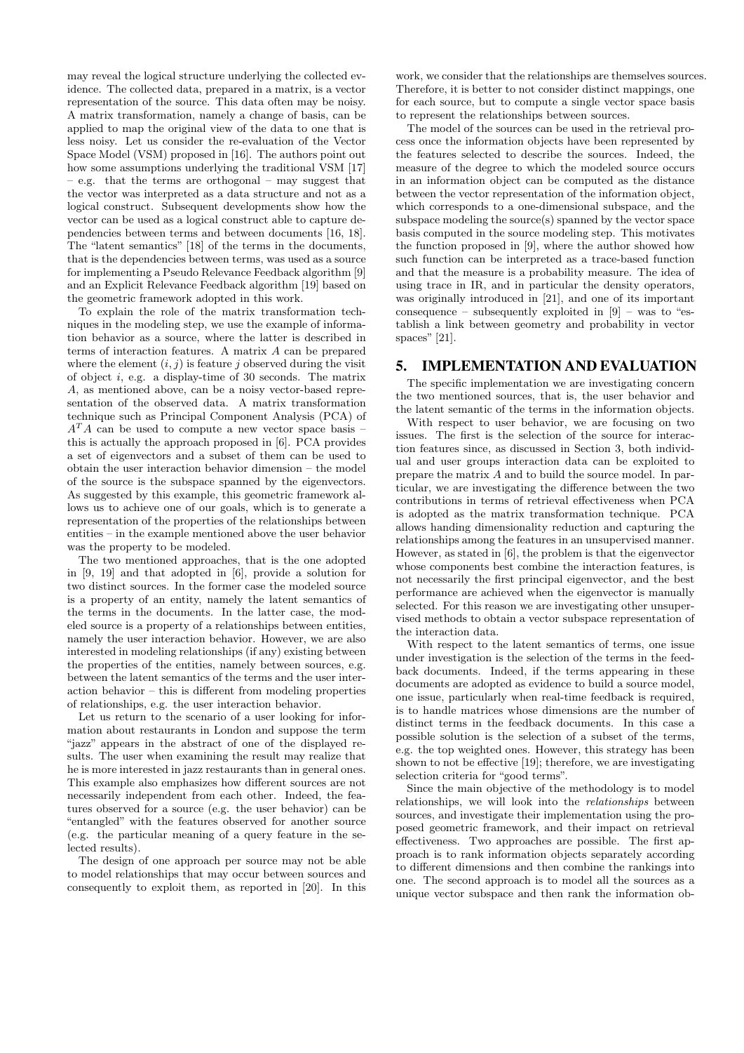may reveal the logical structure underlying the collected evidence. The collected data, prepared in a matrix, is a vector representation of the source. This data often may be noisy. A matrix transformation, namely a change of basis, can be applied to map the original view of the data to one that is less noisy. Let us consider the re-evaluation of the Vector Space Model (VSM) proposed in [16]. The authors point out how some assumptions underlying the traditional VSM [17] – e.g. that the terms are orthogonal – may suggest that the vector was interpreted as a data structure and not as a logical construct. Subsequent developments show how the vector can be used as a logical construct able to capture dependencies between terms and between documents [16, 18]. The "latent semantics" [18] of the terms in the documents, that is the dependencies between terms, was used as a source for implementing a Pseudo Relevance Feedback algorithm [9] and an Explicit Relevance Feedback algorithm [19] based on the geometric framework adopted in this work.

To explain the role of the matrix transformation techniques in the modeling step, we use the example of information behavior as a source, where the latter is described in terms of interaction features. A matrix $A$ can be prepared where the element $(i, j)$ is feature $j$ observed during the visit of object $i$, e.g. a display-time of 30 seconds. The matrix $A$, as mentioned above, can be a noisy vector-based representation of the observed data. A matrix transformation technique such as Principal Component Analysis (PCA) of $A^T A$ can be used to compute a new vector space basis – this is actually the approach proposed in [6]. PCA provides a set of eigenvectors and a subset of them can be used to obtain the user interaction behavior dimension – the model of the source is the subspace spanned by the eigenvectors. As suggested by this example, this geometric framework allows us to achieve one of our goals, which is to generate a representation of the properties of the relationships between entities – in the example mentioned above the user behavior was the property to be modeled.

The two mentioned approaches, that is the one adopted in [9, 19] and that adopted in [6], provide a solution for two distinct sources. In the former case the modeled source is a property of an entity, namely the latent semantics of the terms in the documents. In the latter case, the modeled source is a property of a relationships between entities, namely the user interaction behavior. However, we are also interested in modeling relationships (if any) existing between the properties of the entities, namely between sources, e.g. between the latent semantics of the terms and the user interaction behavior – this is different from modeling properties of relationships, e.g. the user interaction behavior.

Let us return to the scenario of a user looking for information about restaurants in London and suppose the term "jazz" appears in the abstract of one of the displayed results. The user when examining the result may realize that he is more interested in jazz restaurants than in general ones. This example also emphasizes how different sources are not necessarily independent from each other. Indeed, the features observed for a source (e.g. the user behavior) can be "entangled" with the features observed for another source (e.g. the particular meaning of a query feature in the selected results).

The design of one approach per source may not be able to model relationships that may occur between sources and consequently to exploit them, as reported in [20]. In this work, we consider that the relationships are themselves sources. Therefore, it is better to not consider distinct mappings, one for each source, but to compute a single vector space basis to represent the relationships between sources.

The model of the sources can be used in the retrieval process once the information objects have been represented by the features selected to describe the sources. Indeed, the measure of the degree to which the modeled source occurs in an information object can be computed as the distance between the vector representation of the information object, which corresponds to a one-dimensional subspace, and the subspace modeling the source(s) spanned by the vector space basis computed in the source modeling step. This motivates the function proposed in [9], where the author showed how such function can be interpreted as a trace-based function and that the measure is a probability measure. The idea of using trace in IR, and in particular the density operators, was originally introduced in [21], and one of its important consequence – subsequently exploited in [9] – was to "establish a link between geometry and probability in vector spaces" [21].

## 5. IMPLEMENTATION AND EVALUATION

The specific implementation we are investigating concern the two mentioned sources, that is, the user behavior and the latent semantic of the terms in the information objects.

With respect to user behavior, we are focusing on two issues. The first is the selection of the source for interaction features since, as discussed in Section 3, both individual and user groups interaction data can be exploited to prepare the matrix $A$ and to build the source model. In particular, we are investigating the difference between the two contributions in terms of retrieval effectiveness when PCA is adopted as the matrix transformation technique. PCA allows handing dimensionality reduction and capturing the relationships among the features in an unsupervised manner. However, as stated in [6], the problem is that the eigenvector whose components best combine the interaction features, is not necessarily the first principal eigenvector, and the best performance are achieved when the eigenvector is manually selected. For this reason we are investigating other unsupervised methods to obtain a vector subspace representation of the interaction data.

With respect to the latent semantics of terms, one issue under investigation is the selection of the terms in the feedback documents. Indeed, if the terms appearing in these documents are adopted as evidence to build a source model, one issue, particularly when real-time feedback is required, is to handle matrices whose dimensions are the number of distinct terms in the feedback documents. In this case a possible solution is the selection of a subset of the terms, e.g. the top weighted ones. However, this strategy has been shown to not be effective [19]; therefore, we are investigating selection criteria for "good terms".

Since the main objective of the methodology is to model relationships, we will look into the *relationships* between sources, and investigate their implementation using the proposed geometric framework, and their impact on retrieval effectiveness. Two approaches are possible. The first approach is to rank information objects separately according to different dimensions and then combine the rankings into one. The second approach is to model all the sources as a unique vector subspace and then rank the information ob-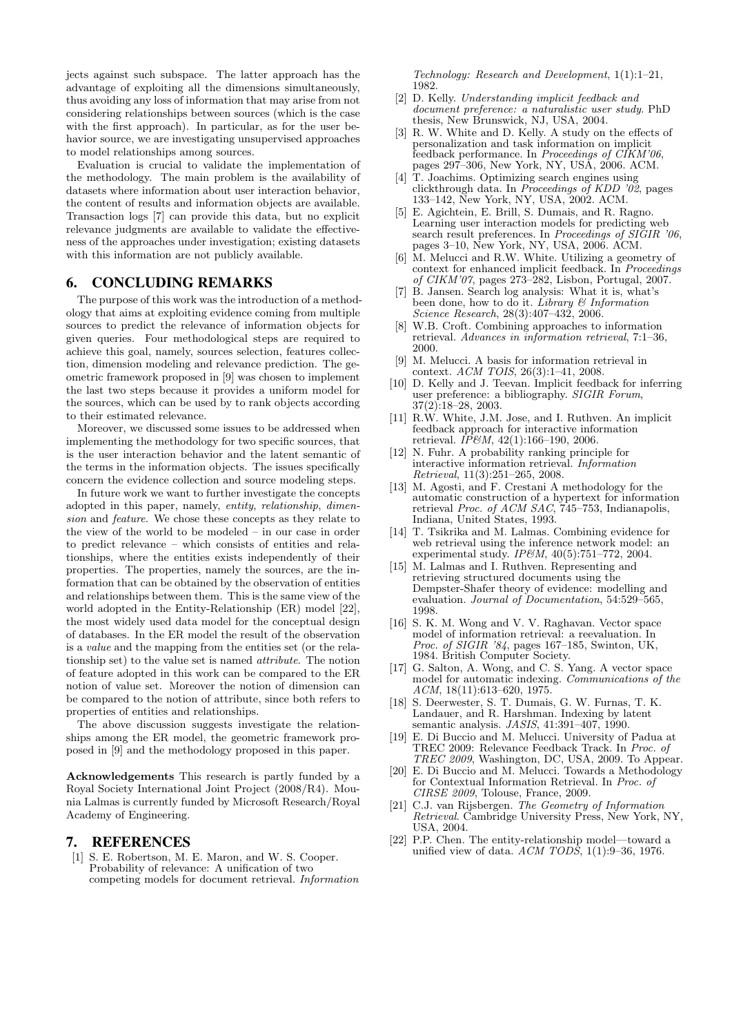jects against such subspace. The latter approach has the advantage of exploiting all the dimensions simultaneously, thus avoiding any loss of information that may arise from not considering relationships between sources (which is the case with the first approach). In particular, as for the user behavior source, we are investigating unsupervised approaches to model relationships among sources.

Evaluation is crucial to validate the implementation of the methodology. The main problem is the availability of datasets where information about user interaction behavior, the content of results and information objects are available. Transaction logs [7] can provide this data, but no explicit relevance judgments are available to validate the effectiveness of the approaches under investigation; existing datasets with this information are not publicly available.

## 6. CONCLUDING REMARKS

The purpose of this work was the introduction of a methodology that aims at exploiting evidence coming from multiple sources to predict the relevance of information objects for given queries. Four methodological steps are required to achieve this goal, namely, sources selection, features collection, dimension modeling and relevance prediction. The geometric framework proposed in [9] was chosen to implement the last two steps because it provides a uniform model for the sources, which can be used by to rank objects according to their estimated relevance.

Moreover, we discussed some issues to be addressed when implementing the methodology for two specific sources, that is the user interaction behavior and the latent semantic of the terms in the information objects. The issues specifically concern the evidence collection and source modeling steps.

In future work we want to further investigate the concepts adopted in this paper, namely, *entity*, *relationship*, *dimension* and *feature*. We chose these concepts as they relate to the view of the world to be modeled – in our case in order to predict relevance – which consists of entities and relationships, where the entities exists independently of their properties. The properties, namely the sources, are the information that can be obtained by the observation of entities and relationships between them. This is the same view of the world adopted in the Entity-Relationship (ER) model [22], the most widely used data model for the conceptual design of databases. In the ER model the result of the observation is a *value* and the mapping from the entities set (or the relationship set) to the value set is named *attribute*. The notion of feature adopted in this work can be compared to the ER notion of value set. Moreover the notion of dimension can be compared to the notion of attribute, since both refers to properties of entities and relationships.

The above discussion suggests investigate the relationships among the ER model, the geometric framework proposed in [9] and the methodology proposed in this paper.

**Acknowledgements** This research is partly funded by a Royal Society International Joint Project (2008/R4). Mounia Lalmas is currently funded by Microsoft Research/Royal Academy of Engineering.

## 7. REFERENCES

[1] S. E. Robertson, M. E. Maron, and W. S. Cooper. Probability of relevance: A unification of two competing models for document retrieval. *Information Technology: Research and Development*, 1(1):1–21, 1982.

[2] D. Kelly. *Understanding implicit feedback and document preference: a naturalistic user study*. PhD thesis, New Brunswick, NJ, USA, 2004.

[3] R. W. White and D. Kelly. A study on the effects of personalization and task information on implicit feedback performance. In *Proceedings of CIKM'06*, pages 297–306, New York, NY, USA, 2006. ACM.

[4] T. Joachims. Optimizing search engines using clickthrough data. In *Proceedings of KDD '02*, pages 133–142, New York, NY, USA, 2002. ACM.

[5] E. Agichtein, E. Brill, S. Dumais, and R. Ragno. Learning user interaction models for predicting web search result preferences. In *Proceedings of SIGIR '06*, pages 3–10, New York, NY, USA, 2006. ACM.

[6] M. Melucci and R.W. White. Utilizing a geometry of context for enhanced implicit feedback. In *Proceedings of CIKM'07*, pages 273–282, Lisbon, Portugal, 2007.

[7] B. Jansen. Search log analysis: What it is, what's been done, how to do it. *Library & Information Science Research*, 28(3):407–432, 2006.

[8] W.B. Croft. Combining approaches to information retrieval. *Advances in information retrieval*, 7:1–36, 2000.

[9] M. Melucci. A basis for information retrieval in context. *ACM TOIS*, 26(3):1–41, 2008.

[10] D. Kelly and J. Teevan. Implicit feedback for inferring user preference: a bibliography. *SIGIR Forum*, 37(2):18–28, 2003.

[11] R.W. White, J.M. Jose, and I. Ruthven. An implicit feedback approach for interactive information retrieval. *IP&M*, 42(1):166–190, 2006.

[12] N. Fuhr. A probability ranking principle for interactive information retrieval. *Information Retrieval*, 11(3):251–265, 2008.

[13] M. Agosti, and F. Crestani A methodology for the automatic construction of a hypertext for information retrieval *Proc. of ACM SAC*, 745–753, Indianapolis, Indiana, United States, 1993.

[14] T. Tsikrika and M. Lalmas. Combining evidence for web retrieval using the inference network model: an experimental study. *IP&M*, 40(5):751–772, 2004.

[15] M. Lalmas and I. Ruthven. Representing and retrieving structured documents using the Dempster-Shafer theory of evidence: modelling and evaluation. *Journal of Documentation*, 54:529–565, 1998.

[16] S. K. M. Wong and V. V. Raghavan. Vector space model of information retrieval: a reevaluation. In *Proc. of SIGIR '84*, pages 167–185, Swinton, UK, 1984. British Computer Society.

[17] G. Salton, A. Wong, and C. S. Yang. A vector space model for automatic indexing. *Communications of the ACM*, 18(11):613–620, 1975.

[18] S. Deerwester, S. T. Dumais, G. W. Furnas, T. K. Landauer, and R. Harshman. Indexing by latent semantic analysis. *JASIS*, 41:391–407, 1990.

[19] E. Di Buccio and M. Melucci. University of Padua at TREC 2009: Relevance Feedback Track. In *Proc. of TREC 2009*, Washington, DC, USA, 2009. To Appear.

[20] E. Di Buccio and M. Melucci. Towards a Methodology for Contextual Information Retrieval. In *Proc. of CIRSE 2009*, Tolouse, France, 2009.

[21] C.J. van Rijsbergen. *The Geometry of Information Retrieval*. Cambridge University Press, New York, NY, USA, 2004.

[22] P.P. Chen. The entity-relationship model—toward a unified view of data. *ACM TODS*, 1(1):9–36, 1976.